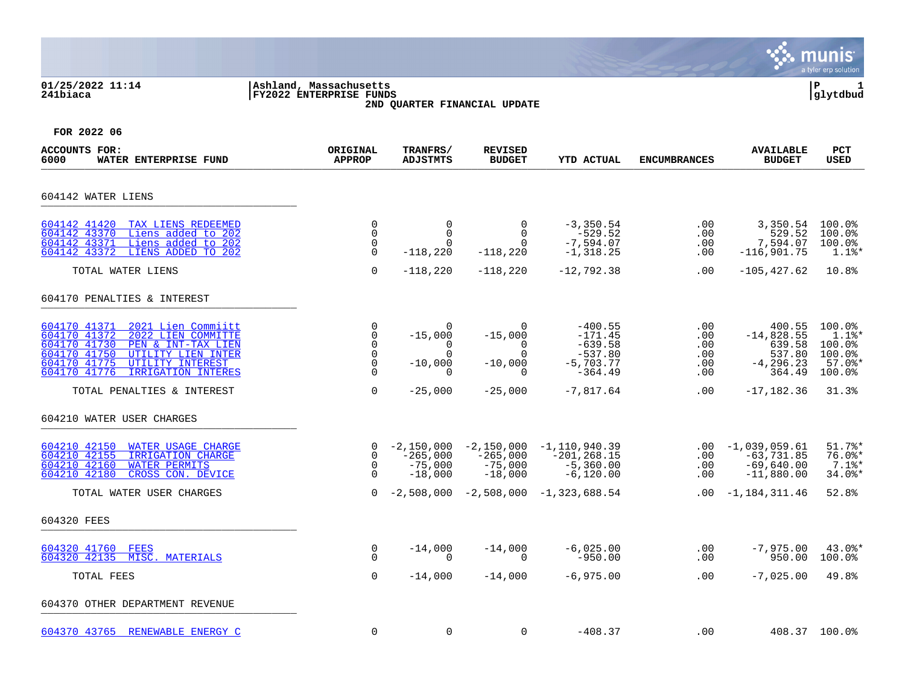**01/25/2022 11:14**
**241biaca**

**Ashland, Massachusetts**
**FY2022 ENTERPRISE FUNDS**
**2ND QUARTER FINANCIAL UPDATE**

**P 1**
**glytdbud**

**FOR 2022 06**

| ACCOUNTS FOR: 6000 WATER ENTERPRISE FUND | ORIGINAL APPROP | TRANFRS/ ADJSTMTS | REVISED BUDGET | YTD ACTUAL | ENCUMBRANCES | AVAILABLE BUDGET | PCT USED |
|---|---|---|---|---|---|---|---|
| **604142 WATER LIENS** | | | | | | | |
| 604142 41420 TAX LIENS REDEEMED | 0 | 0 | 0 | -3,350.54 | .00 | 3,350.54 | 100.0% |
| 604142 43370 Liens added to 202 | 0 | 0 | 0 | -529.52 | .00 | 529.52 | 100.0% |
| 604142 43371 Liens added to 202 | 0 | 0 | 0 | -7,594.07 | .00 | 7,594.07 | 100.0% |
| 604142 43372 LIENS ADDED TO 202 | 0 | -118,220 | -118,220 | -1,318.25 | .00 | -116,901.75 | 1.1%* |
| TOTAL WATER LIENS | 0 | -118,220 | -118,220 | -12,792.38 | .00 | -105,427.62 | 10.8% |
| **604170 PENALTIES & INTEREST** | | | | | | | |
| 604170 41371 2021 Lien Commiitt | 0 | 0 | 0 | -400.55 | .00 | 400.55 | 100.0% |
| 604170 41372 2022 LIEN COMMITTE | 0 | -15,000 | -15,000 | -171.45 | .00 | -14,828.55 | 1.1%* |
| 604170 41730 PEN & INT-TAX LIEN | 0 | 0 | 0 | -639.58 | .00 | 639.58 | 100.0% |
| 604170 41750 UTILITY LIEN INTER | 0 | 0 | 0 | -537.80 | .00 | 537.80 | 100.0% |
| 604170 41775 UTILITY INTEREST | 0 | -10,000 | -10,000 | -5,703.77 | .00 | -4,296.23 | 57.0%* |
| 604170 41776 IRRIGATION INTERES | 0 | 0 | 0 | -364.49 | .00 | 364.49 | 100.0% |
| TOTAL PENALTIES & INTEREST | 0 | -25,000 | -25,000 | -7,817.64 | .00 | -17,182.36 | 31.3% |
| **604210 WATER USER CHARGES** | | | | | | | |
| 604210 42150 WATER USAGE CHARGE | 0 | -2,150,000 | -2,150,000 | -1,110,940.39 | .00 | -1,039,059.61 | 51.7%* |
| 604210 42155 IRRIGATION CHARGE | 0 | -265,000 | -265,000 | -201,268.15 | .00 | -63,731.85 | 76.0%* |
| 604210 42160 WATER PERMITS | 0 | -75,000 | -75,000 | -5,360.00 | .00 | -69,640.00 | 7.1%* |
| 604210 42180 CROSS CON. DEVICE | 0 | -18,000 | -18,000 | -6,120.00 | .00 | -11,880.00 | 34.0%* |
| TOTAL WATER USER CHARGES | 0 | -2,508,000 | -2,508,000 | -1,323,688.54 | .00 | -1,184,311.46 | 52.8% |
| **604320 FEES** | | | | | | | |
| 604320 41760 FEES | 0 | -14,000 | -14,000 | -6,025.00 | .00 | -7,975.00 | 43.0%* |
| 604320 42135 MISC. MATERIALS | 0 | 0 | 0 | -950.00 | .00 | 950.00 | 100.0% |
| TOTAL FEES | 0 | -14,000 | -14,000 | -6,975.00 | .00 | -7,025.00 | 49.8% |
| **604370 OTHER DEPARTMENT REVENUE** | | | | | | | |
| 604370 43765 RENEWABLE ENERGY C | 0 | 0 | 0 | -408.37 | .00 | 408.37 | 100.0% |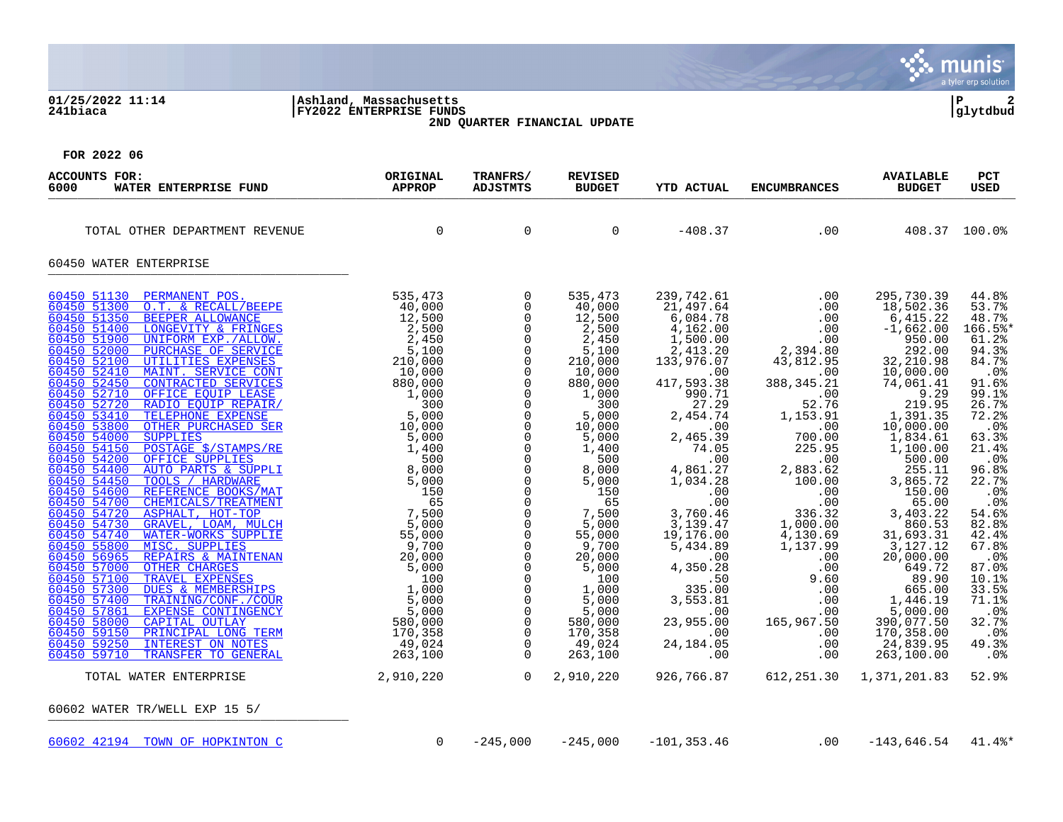Ashland, Massachusetts
FY2022 ENTERPRISE FUNDS
2ND QUARTER FINANCIAL UPDATE

01/25/2022 11:14
241biaca

FOR 2022 06

| ACCOUNTS FOR: 6000 WATER ENTERPRISE FUND | ORIGINAL APPROP | TRANFRS/ ADJSTMTS | REVISED BUDGET | YTD ACTUAL | ENCUMBRANCES | AVAILABLE BUDGET | PCT USED |
|---|---|---|---|---|---|---|---|
| TOTAL OTHER DEPARTMENT REVENUE | 0 | 0 | 0 | -408.37 | .00 | 408.37 | 100.0% |
| **60450 WATER ENTERPRISE** | | | | | | | |
| 60450 51130 PERMANENT POS. | 535,473 | 0 | 535,473 | 239,742.61 | .00 | 295,730.39 | 44.8% |
| 60450 51300 O.T. & RECALL/BEEPE | 40,000 | 0 | 40,000 | 21,497.64 | .00 | 18,502.36 | 53.7% |
| 60450 51350 BEEPER ALLOWANCE | 12,500 | 0 | 12,500 | 6,084.78 | .00 | 6,415.22 | 48.7% |
| 60450 51400 LONGEVITY & FRINGES | 2,500 | 0 | 2,500 | 4,162.00 | .00 | -1,662.00 | 166.5%* |
| 60450 51900 UNIFORM EXP./ALLOW. | 2,450 | 0 | 2,450 | 1,500.00 | .00 | 950.00 | 61.2% |
| 60450 52000 PURCHASE OF SERVICE | 5,100 | 0 | 5,100 | 2,413.20 | 2,394.80 | 292.00 | 94.3% |
| 60450 52100 UTILITIES EXPENSES | 210,000 | 0 | 210,000 | 133,976.07 | 43,812.95 | 32,210.98 | 84.7% |
| 60450 52410 MAINT. SERVICE CONT | 10,000 | 0 | 10,000 | .00 | .00 | 10,000.00 | .0% |
| 60450 52450 CONTRACTED SERVICES | 880,000 | 0 | 880,000 | 417,593.38 | 388,345.21 | 74,061.41 | 91.6% |
| 60450 52710 OFFICE EQUIP LEASE | 1,000 | 0 | 1,000 | 990.71 | .00 | 9.29 | 99.1% |
| 60450 52720 RADIO EQUIP REPAIR/ | 300 | 0 | 300 | 27.29 | 52.76 | 219.95 | 26.7% |
| 60450 53410 TELEPHONE EXPENSE | 5,000 | 0 | 5,000 | 2,454.74 | 1,153.91 | 1,391.35 | 72.2% |
| 60450 53800 OTHER PURCHASED SER | 10,000 | 0 | 10,000 | .00 | .00 | 10,000.00 | .0% |
| 60450 54000 SUPPLIES | 5,000 | 0 | 5,000 | 2,465.39 | 700.00 | 1,834.61 | 63.3% |
| 60450 54150 POSTAGE $/STAMPS/RE | 1,400 | 0 | 1,400 | 74.05 | 225.95 | 1,100.00 | 21.4% |
| 60450 54200 OFFICE SUPPLIES | 500 | 0 | 500 | .00 | .00 | 500.00 | .0% |
| 60450 54400 AUTO PARTS & SUPPLI | 8,000 | 0 | 8,000 | 4,861.27 | 2,883.62 | 255.11 | 96.8% |
| 60450 54450 TOOLS / HARDWARE | 5,000 | 0 | 5,000 | 1,034.28 | 100.00 | 3,865.72 | 22.7% |
| 60450 54600 REFERENCE BOOKS/MAT | 150 | 0 | 150 | .00 | .00 | 150.00 | .0% |
| 60450 54700 CHEMICALS/TREATMENT | 65 | 0 | 65 | .00 | .00 | 65.00 | .0% |
| 60450 54720 ASPHALT, HOT-TOP | 7,500 | 0 | 7,500 | 3,760.46 | 336.32 | 3,403.22 | 54.6% |
| 60450 54730 GRAVEL, LOAM, MULCH | 5,000 | 0 | 5,000 | 3,139.47 | 1,000.00 | 860.53 | 82.8% |
| 60450 54740 WATER-WORKS SUPPLIE | 55,000 | 0 | 55,000 | 19,176.00 | 4,130.69 | 31,693.31 | 42.4% |
| 60450 55800 MISC. SUPPLIES | 9,700 | 0 | 9,700 | 5,434.89 | 1,137.99 | 3,127.12 | 67.8% |
| 60450 56965 REPAIRS & MAINTENAN | 20,000 | 0 | 20,000 | .00 | .00 | 20,000.00 | .0% |
| 60450 57000 OTHER CHARGES | 5,000 | 0 | 5,000 | 4,350.28 | .00 | 649.72 | 87.0% |
| 60450 57100 TRAVEL EXPENSES | 100 | 0 | 100 | .50 | 9.60 | 89.90 | 10.1% |
| 60450 57300 DUES & MEMBERSHIPS | 1,000 | 0 | 1,000 | 335.00 | .00 | 665.00 | 33.5% |
| 60450 57400 TRAINING/CONF./COUR | 5,000 | 0 | 5,000 | 3,553.81 | .00 | 1,446.19 | 71.1% |
| 60450 57861 EXPENSE CONTINGENCY | 5,000 | 0 | 5,000 | .00 | .00 | 5,000.00 | .0% |
| 60450 58000 CAPITAL OUTLAY | 580,000 | 0 | 580,000 | 23,955.00 | 165,967.50 | 390,077.50 | 32.7% |
| 60450 59150 PRINCIPAL LONG TERM | 170,358 | 0 | 170,358 | .00 | .00 | 170,358.00 | .0% |
| 60450 59250 INTEREST ON NOTES | 49,024 | 0 | 49,024 | 24,184.05 | .00 | 24,839.95 | 49.3% |
| 60450 59710 TRANSFER TO GENERAL | 263,100 | 0 | 263,100 | .00 | .00 | 263,100.00 | .0% |
| TOTAL WATER ENTERPRISE | 2,910,220 | 0 | 2,910,220 | 926,766.87 | 612,251.30 | 1,371,201.83 | 52.9% |
| **60602 WATER TR/WELL EXP 15 5/** | | | | | | | |
| 60602 42194 TOWN OF HOPKINTON C | 0 | -245,000 | -245,000 | -101,353.46 | .00 | -143,646.54 | 41.4%* |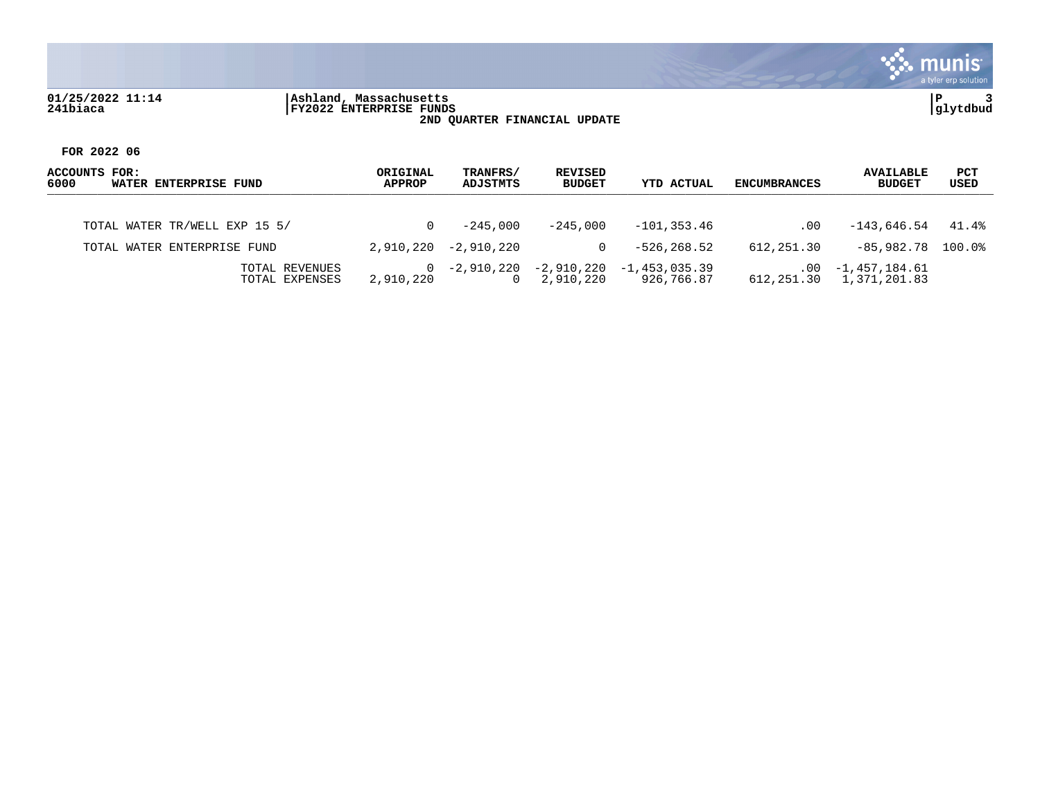01/25/2022 11:14 | Ashland, Massachusetts
241biaca | FY2022 ENTERPRISE FUNDS

**2ND QUARTER FINANCIAL UPDATE**

**FOR 2022 06**

| ACCOUNTS FOR: 6000 WATER ENTERPRISE FUND | ORIGINAL APPROP | TRANFRS/ ADJSTMTS | REVISED BUDGET | YTD ACTUAL | ENCUMBRANCES | AVAILABLE BUDGET | PCT USED |
|---|---|---|---|---|---|---|---|
| TOTAL WATER TR/WELL EXP 15 5/ | 0 | -245,000 | -245,000 | -101,353.46 | .00 | -143,646.54 | 41.4% |
| TOTAL WATER ENTERPRISE FUND | 2,910,220 | -2,910,220 | 0 | -526,268.52 | 612,251.30 | -85,982.78 | 100.0% |
| TOTAL REVENUES | 0 | -2,910,220 | -2,910,220 | -1,453,035.39 | .00 | -1,457,184.61 | |
| TOTAL EXPENSES | 2,910,220 | 0 | 2,910,220 | 926,766.87 | 612,251.30 | 1,371,201.83 | |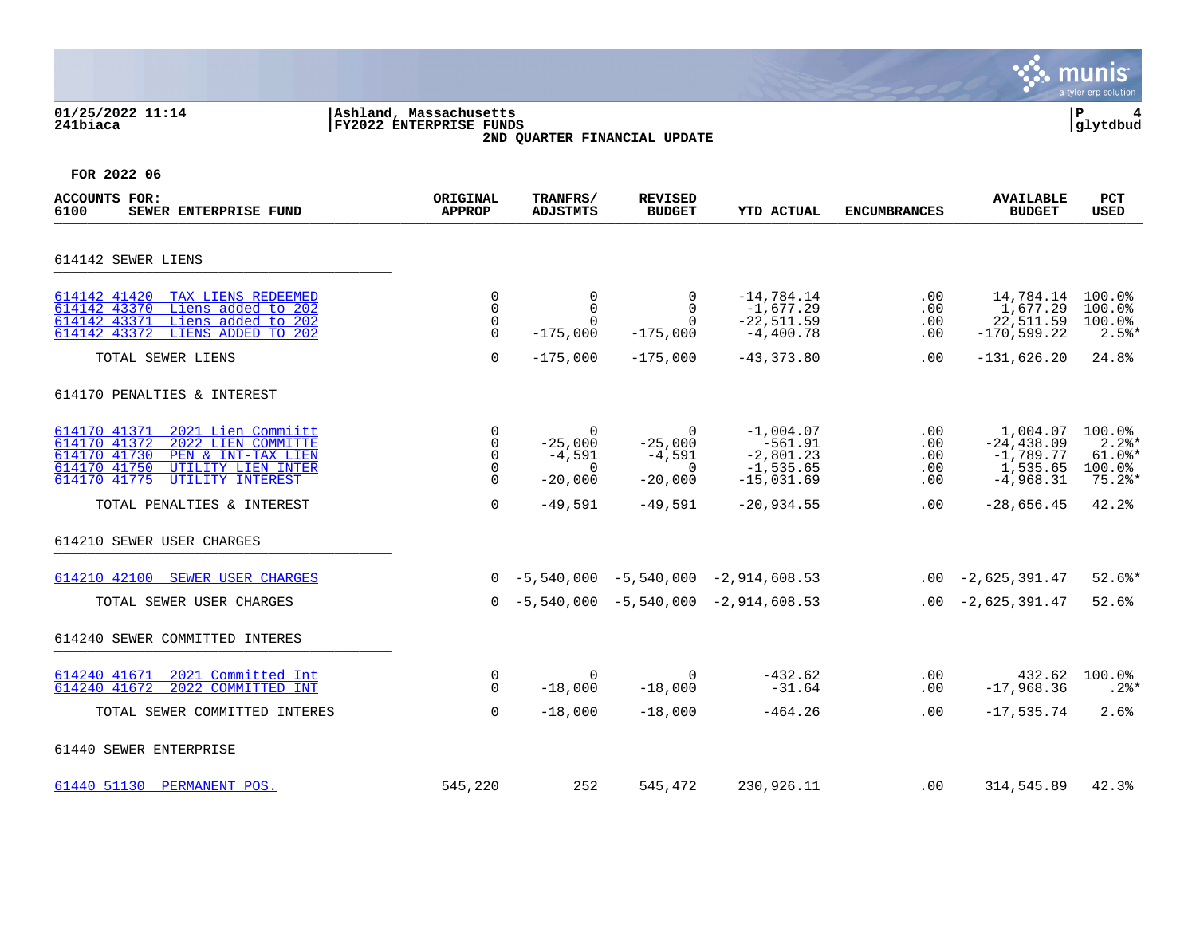Ashland, Massachusetts
FY2022 ENTERPRISE FUNDS
2ND QUARTER FINANCIAL UPDATE

FOR 2022 06

| ACCOUNTS FOR: 6100 SEWER ENTERPRISE FUND | ORIGINAL APPROP | TRANFRS/ ADJSTMTS | REVISED BUDGET | YTD ACTUAL | ENCUMBRANCES | AVAILABLE BUDGET | PCT USED |
|---|---|---|---|---|---|---|---|
| **614142 SEWER LIENS** | | | | | | | |
| 614142 41420 TAX LIENS REDEEMED | 0 | 0 | 0 | -14,784.14 | .00 | 14,784.14 | 100.0% |
| 614142 43370 Liens added to 202 | 0 | 0 | 0 | -1,677.29 | .00 | 1,677.29 | 100.0% |
| 614142 43371 Liens added to 202 | 0 | 0 | 0 | -22,511.59 | .00 | 22,511.59 | 100.0% |
| 614142 43372 LIENS ADDED TO 202 | 0 | -175,000 | -175,000 | -4,400.78 | .00 | -170,599.22 | 2.5%* |
| TOTAL SEWER LIENS | 0 | -175,000 | -175,000 | -43,373.80 | .00 | -131,626.20 | 24.8% |
| **614170 PENALTIES & INTEREST** | | | | | | | |
| 614170 41371 2021 Lien Commiitt | 0 | 0 | 0 | -1,004.07 | .00 | 1,004.07 | 100.0% |
| 614170 41372 2022 LIEN COMMITTE | 0 | -25,000 | -25,000 | -561.91 | .00 | -24,438.09 | 2.2%* |
| 614170 41730 PEN & INT-TAX LIEN | 0 | -4,591 | -4,591 | -2,801.23 | .00 | -1,789.77 | 61.0%* |
| 614170 41750 UTILITY LIEN INTER | 0 | 0 | 0 | -1,535.65 | .00 | 1,535.65 | 100.0% |
| 614170 41775 UTILITY INTEREST | 0 | -20,000 | -20,000 | -15,031.69 | .00 | -4,968.31 | 75.2%* |
| TOTAL PENALTIES & INTEREST | 0 | -49,591 | -49,591 | -20,934.55 | .00 | -28,656.45 | 42.2% |
| **614210 SEWER USER CHARGES** | | | | | | | |
| 614210 42100 SEWER USER CHARGES | 0 | -5,540,000 | -5,540,000 | -2,914,608.53 | .00 | -2,625,391.47 | 52.6%* |
| TOTAL SEWER USER CHARGES | 0 | -5,540,000 | -5,540,000 | -2,914,608.53 | .00 | -2,625,391.47 | 52.6% |
| **614240 SEWER COMMITTED INTERES** | | | | | | | |
| 614240 41671 2021 Committed Int | 0 | 0 | 0 | -432.62 | .00 | 432.62 | 100.0% |
| 614240 41672 2022 COMMITTED INT | 0 | -18,000 | -18,000 | -31.64 | .00 | -17,968.36 | .2%* |
| TOTAL SEWER COMMITTED INTERES | 0 | -18,000 | -18,000 | -464.26 | .00 | -17,535.74 | 2.6% |
| **61440 SEWER ENTERPRISE** | | | | | | | |
| 61440 51130 PERMANENT POS. | 545,220 | 252 | 545,472 | 230,926.11 | .00 | 314,545.89 | 42.3% |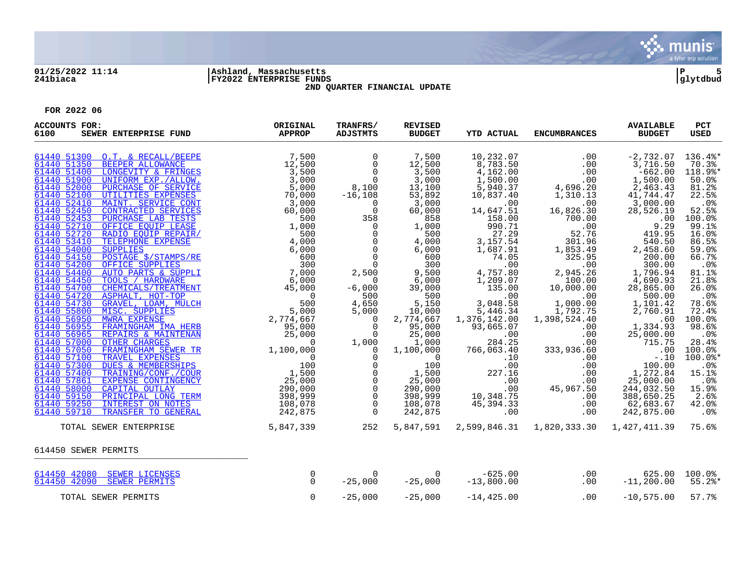01/25/2022 11:14 | Ashland, Massachusetts | P 5
241biaca | FY2022 ENTERPRISE FUNDS | glytdbud

2ND QUARTER FINANCIAL UPDATE

**FOR 2022 06**

| ACCOUNTS FOR: 6100 SEWER ENTERPRISE FUND | ORIGINAL APPROP | TRANFRS/ ADJSTMTS | REVISED BUDGET | YTD ACTUAL | ENCUMBRANCES | AVAILABLE BUDGET | PCT USED |
|---|---|---|---|---|---|---|---|
| 61440 51300 O.T. & RECALL/BEEPE | 7,500 | 0 | 7,500 | 10,232.07 | .00 | -2,732.07 | 136.4%* |
| 61440 51350 BEEPER ALLOWANCE | 12,500 | 0 | 12,500 | 8,783.50 | .00 | 3,716.50 | 70.3% |
| 61440 51400 LONGEVITY & FRINGES | 3,500 | 0 | 3,500 | 4,162.00 | .00 | -662.00 | 118.9%* |
| 61440 51900 UNIFORM EXP./ALLOW. | 3,000 | 0 | 3,000 | 1,500.00 | .00 | 1,500.00 | 50.0% |
| 61440 52000 PURCHASE OF SERVICE | 5,000 | 8,100 | 13,100 | 5,940.37 | 4,696.20 | 2,463.43 | 81.2% |
| 61440 52100 UTILITIES EXPENSES | 70,000 | -16,108 | 53,892 | 10,837.40 | 1,310.13 | 41,744.47 | 22.5% |
| 61440 52410 MAINT. SERVICE CONT | 3,000 | 0 | 3,000 | .00 | .00 | 3,000.00 | .0% |
| 61440 52450 CONTRACTED SERVICES | 60,000 | 0 | 60,000 | 14,647.51 | 16,826.30 | 28,526.19 | 52.5% |
| 61440 52453 PURCHASE LAB TESTS | 500 | 358 | 858 | 158.00 | 700.00 | .00 | 100.0% |
| 61440 52710 OFFICE EQUIP LEASE | 1,000 | 0 | 1,000 | 990.71 | .00 | 9.29 | 99.1% |
| 61440 52720 RADIO EQUIP REPAIR/ | 500 | 0 | 500 | 27.29 | 52.76 | 419.95 | 16.0% |
| 61440 53410 TELEPHONE EXPENSE | 4,000 | 0 | 4,000 | 3,157.54 | 301.96 | 540.50 | 86.5% |
| 61440 54000 SUPPLIES | 6,000 | 0 | 6,000 | 1,687.91 | 1,853.49 | 2,458.60 | 59.0% |
| 61440 54150 POSTAGE $/STAMPS/RE | 600 | 0 | 600 | 74.05 | 325.95 | 200.00 | 66.7% |
| 61440 54200 OFFICE SUPPLIES | 300 | 0 | 300 | .00 | .00 | 300.00 | .0% |
| 61440 54400 AUTO PARTS & SUPPLI | 7,000 | 2,500 | 9,500 | 4,757.80 | 2,945.26 | 1,796.94 | 81.1% |
| 61440 54450 TOOLS / HARDWARE | 6,000 | 0 | 6,000 | 1,209.07 | 100.00 | 4,690.93 | 21.8% |
| 61440 54700 CHEMICALS/TREATMENT | 45,000 | -6,000 | 39,000 | 135.00 | 10,000.00 | 28,865.00 | 26.0% |
| 61440 54720 ASPHALT, HOT-TOP | 0 | 500 | 500 | .00 | .00 | 500.00 | .0% |
| 61440 54730 GRAVEL, LOAM, MULCH | 500 | 4,650 | 5,150 | 3,048.58 | 1,000.00 | 1,101.42 | 78.6% |
| 61440 55800 MISC. SUPPLIES | 5,000 | 5,000 | 10,000 | 5,446.34 | 1,792.75 | 2,760.91 | 72.4% |
| 61440 56950 MWRA EXPENSE | 2,774,667 | 0 | 2,774,667 | 1,376,142.00 | 1,398,524.40 | .60 | 100.0% |
| 61440 56955 FRAMINGHAM IMA HERB | 95,000 | 0 | 95,000 | 93,665.07 | .00 | 1,334.93 | 98.6% |
| 61440 56965 REPAIRS & MAINTENAN | 25,000 | 0 | 25,000 | .00 | .00 | 25,000.00 | .0% |
| 61440 57000 OTHER CHARGES | 0 | 1,000 | 1,000 | 284.25 | .00 | 715.75 | 28.4% |
| 61440 57050 FRAMINGHAM SEWER TR | 1,100,000 | 0 | 1,100,000 | 766,063.40 | 333,936.60 | .00 | 100.0% |
| 61440 57100 TRAVEL EXPENSES | 0 | 0 | 0 | .10 | .00 | -.10 | 100.0%* |
| 61440 57300 DUES & MEMBERSHIPS | 100 | 0 | 100 | .00 | .00 | 100.00 | .0% |
| 61440 57400 TRAINING/CONF./COUR | 1,500 | 0 | 1,500 | 227.16 | .00 | 1,272.84 | 15.1% |
| 61440 57861 EXPENSE CONTINGENCY | 25,000 | 0 | 25,000 | .00 | .00 | 25,000.00 | .0% |
| 61440 58000 CAPITAL OUTLAY | 290,000 | 0 | 290,000 | .00 | 45,967.50 | 244,032.50 | 15.9% |
| 61440 59150 PRINCIPAL LONG TERM | 398,999 | 0 | 398,999 | 10,348.75 | .00 | 388,650.25 | 2.6% |
| 61440 59250 INTEREST ON NOTES | 108,078 | 0 | 108,078 | 45,394.33 | .00 | 62,683.67 | 42.0% |
| 61440 59710 TRANSFER TO GENERAL | 242,875 | 0 | 242,875 | .00 | .00 | 242,875.00 | .0% |
| TOTAL SEWER ENTERPRISE | 5,847,339 | 252 | 5,847,591 | 2,599,846.31 | 1,820,333.30 | 1,427,411.39 | 75.6% |
| **614450 SEWER PERMITS** | | | | | | | |
| 614450 42080 SEWER LICENSES | 0 | 0 | 0 | -625.00 | .00 | 625.00 | 100.0% |
| 614450 42090 SEWER PERMITS | 0 | -25,000 | -25,000 | -13,800.00 | .00 | -11,200.00 | 55.2%* |
| TOTAL SEWER PERMITS | 0 | -25,000 | -25,000 | -14,425.00 | .00 | -10,575.00 | 57.7% |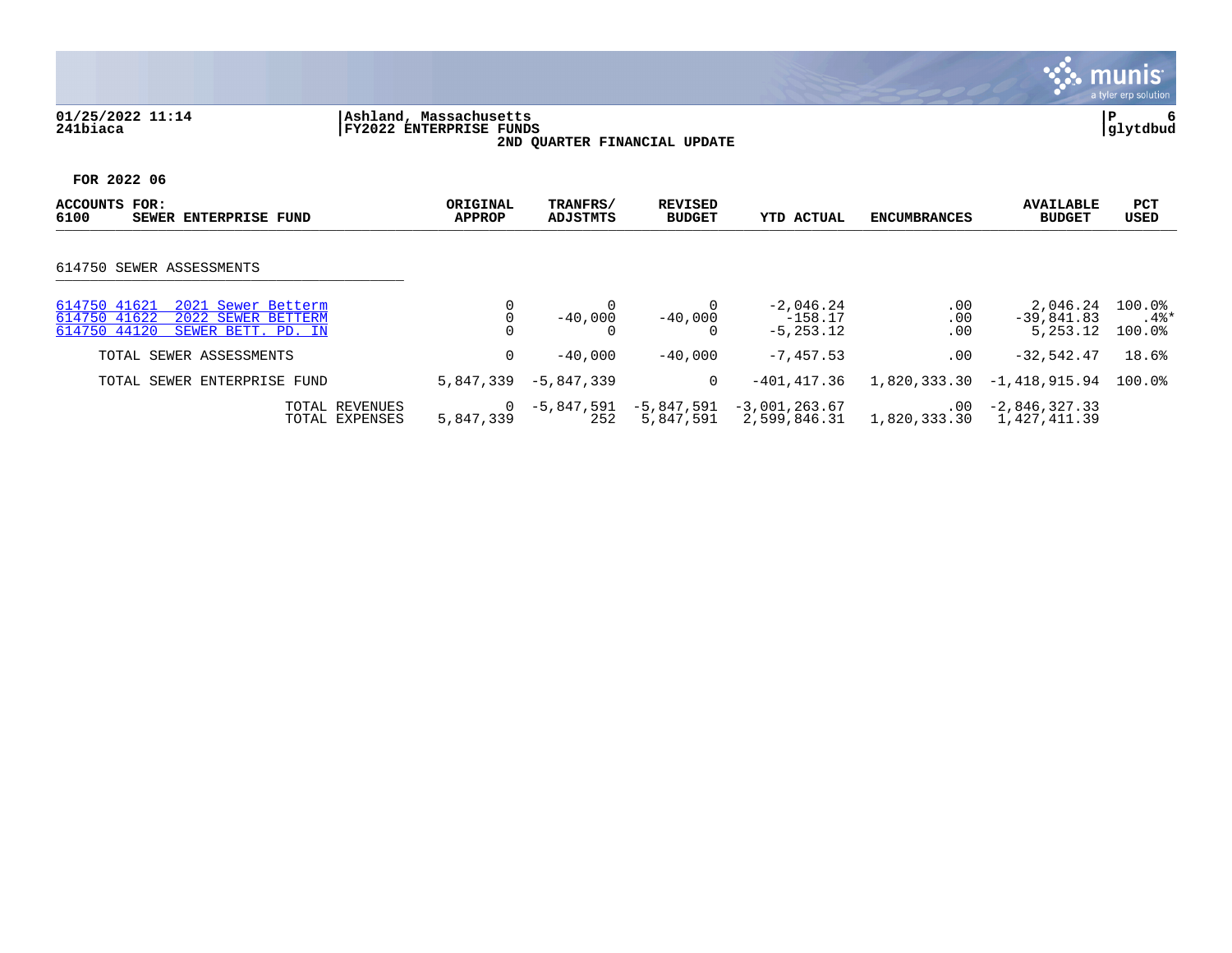01/25/2022 11:14 | Ashland, Massachusetts | P 6
241biaca | FY2022 ENTERPRISE FUNDS | glytdbud

**2ND QUARTER FINANCIAL UPDATE**

**FOR 2022 06**

| ACCOUNTS FOR: 6100 SEWER ENTERPRISE FUND | ORIGINAL APPROP | TRANFRS/ ADJSTMTS | REVISED BUDGET | YTD ACTUAL | ENCUMBRANCES | AVAILABLE BUDGET | PCT USED |
|---|---|---|---|---|---|---|---|
| **614750 SEWER ASSESSMENTS** | | | | | | | |
| 614750 41621 2021 Sewer Betterm | 0 | 0 | 0 | -2,046.24 | .00 | 2,046.24 | 100.0% |
| 614750 41622 2022 SEWER BETTERM | 0 | -40,000 | -40,000 | -158.17 | .00 | -39,841.83 | .4%* |
| 614750 44120 SEWER BETT. PD. IN | 0 | 0 | 0 | -5,253.12 | .00 | 5,253.12 | 100.0% |
| TOTAL SEWER ASSESSMENTS | 0 | -40,000 | -40,000 | -7,457.53 | .00 | -32,542.47 | 18.6% |
| TOTAL SEWER ENTERPRISE FUND | 5,847,339 | -5,847,339 | 0 | -401,417.36 | 1,820,333.30 | -1,418,915.94 | 100.0% |
| TOTAL REVENUES | 0 | -5,847,591 | -5,847,591 | -3,001,263.67 | .00 | -2,846,327.33 | |
| TOTAL EXPENSES | 5,847,339 | 252 | 5,847,591 | 2,599,846.31 | 1,820,333.30 | 1,427,411.39 | |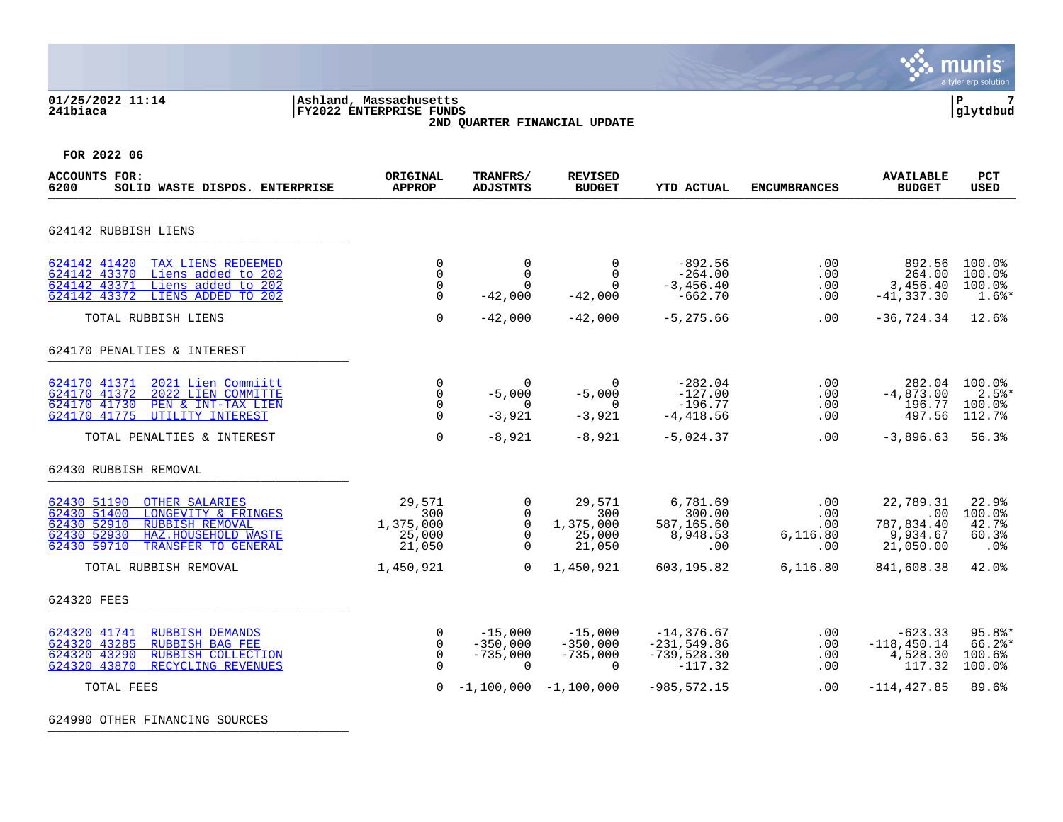01/25/2022 11:14 | Ashland, Massachusetts | P 7
241biaca | FY2022 ENTERPRISE FUNDS | glytdbud

**2ND QUARTER FINANCIAL UPDATE**

**FOR 2022 06**

| ACCOUNTS FOR: 6200 SOLID WASTE DISPOS. ENTERPRISE | ORIGINAL APPROP | TRANFRS/ ADJSTMTS | REVISED BUDGET | YTD ACTUAL | ENCUMBRANCES | AVAILABLE BUDGET | PCT USED |
|---|---|---|---|---|---|---|---|
| **624142 RUBBISH LIENS** | | | | | | | |
| 624142 41420 TAX LIENS REDEEMED | 0 | 0 | 0 | -892.56 | .00 | 892.56 | 100.0% |
| 624142 43370 Liens added to 202 | 0 | 0 | 0 | -264.00 | .00 | 264.00 | 100.0% |
| 624142 43371 Liens added to 202 | 0 | 0 | 0 | -3,456.40 | .00 | 3,456.40 | 100.0% |
| 624142 43372 LIENS ADDED TO 202 | 0 | -42,000 | -42,000 | -662.70 | .00 | -41,337.30 | 1.6%* |
| TOTAL RUBBISH LIENS | 0 | -42,000 | -42,000 | -5,275.66 | .00 | -36,724.34 | 12.6% |
| **624170 PENALTIES & INTEREST** | | | | | | | |
| 624170 41371 2021 Lien Commiitt | 0 | 0 | 0 | -282.04 | .00 | 282.04 | 100.0% |
| 624170 41372 2022 LIEN COMMITTE | 0 | -5,000 | -5,000 | -127.00 | .00 | -4,873.00 | 2.5%* |
| 624170 41730 PEN & INT-TAX LIEN | 0 | 0 | 0 | -196.77 | .00 | 196.77 | 100.0% |
| 624170 41775 UTILITY INTEREST | 0 | -3,921 | -3,921 | -4,418.56 | .00 | 497.56 | 112.7% |
| TOTAL PENALTIES & INTEREST | 0 | -8,921 | -8,921 | -5,024.37 | .00 | -3,896.63 | 56.3% |
| **62430 RUBBISH REMOVAL** | | | | | | | |
| 62430 51190 OTHER SALARIES | 29,571 | 0 | 29,571 | 6,781.69 | .00 | 22,789.31 | 22.9% |
| 62430 51400 LONGEVITY & FRINGES | 300 | 0 | 300 | 300.00 | .00 | .00 | 100.0% |
| 62430 52910 RUBBISH REMOVAL | 1,375,000 | 0 | 1,375,000 | 587,165.60 | .00 | 787,834.40 | 42.7% |
| 62430 52930 HAZ.HOUSEHOLD WASTE | 25,000 | 0 | 25,000 | 8,948.53 | 6,116.80 | 9,934.67 | 60.3% |
| 62430 59710 TRANSFER TO GENERAL | 21,050 | 0 | 21,050 | .00 | .00 | 21,050.00 | .0% |
| TOTAL RUBBISH REMOVAL | 1,450,921 | 0 | 1,450,921 | 603,195.82 | 6,116.80 | 841,608.38 | 42.0% |
| **624320 FEES** | | | | | | | |
| 624320 41741 RUBBISH DEMANDS | 0 | -15,000 | -15,000 | -14,376.67 | .00 | -623.33 | 95.8%* |
| 624320 43285 RUBBISH BAG FEE | 0 | -350,000 | -350,000 | -231,549.86 | .00 | -118,450.14 | 66.2%* |
| 624320 43290 RUBBISH COLLECTION | 0 | -735,000 | -735,000 | -739,528.30 | .00 | 4,528.30 | 100.6% |
| 624320 43870 RECYCLING REVENUES | 0 | 0 | 0 | -117.32 | .00 | 117.32 | 100.0% |
| TOTAL FEES | 0 | -1,100,000 | -1,100,000 | -985,572.15 | .00 | -114,427.85 | 89.6% |
| **624990 OTHER FINANCING SOURCES** | | | | | | | |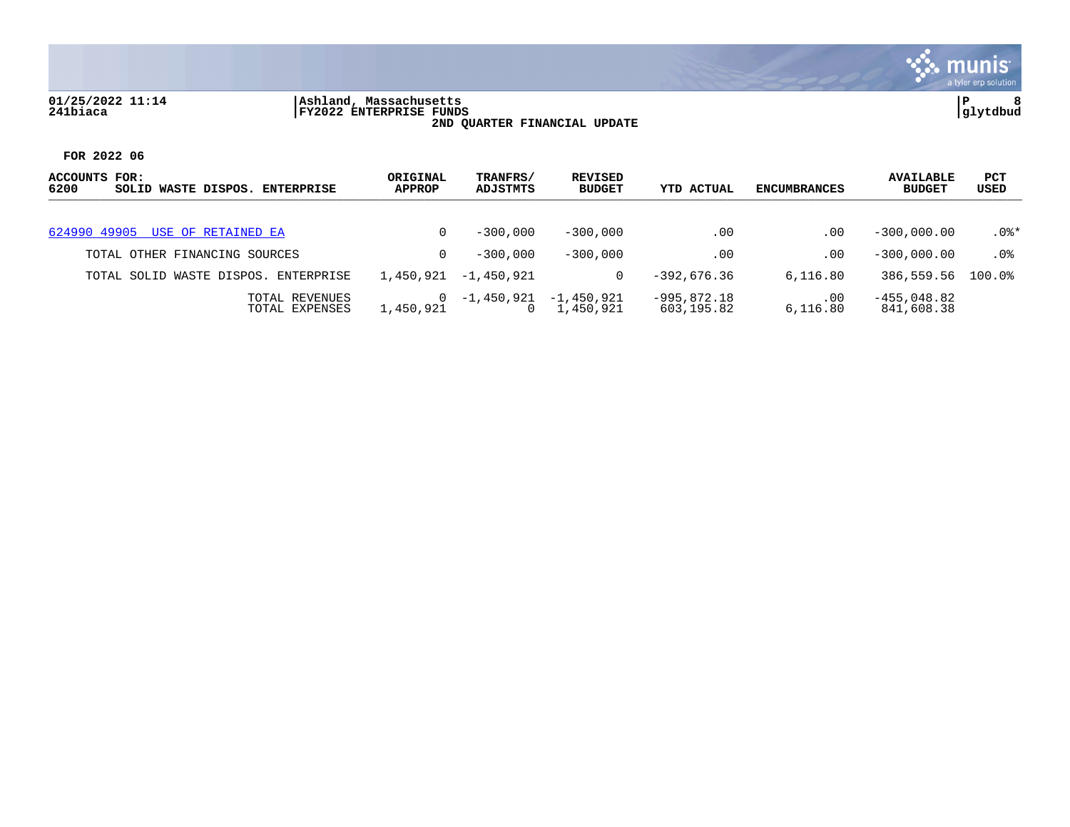01/25/2022 11:14 | Ashland, Massachusetts
241biaca | FY2022 ENTERPRISE FUNDS

**2ND QUARTER FINANCIAL UPDATE**

**FOR 2022 06**

| ACCOUNTS FOR: 6200 SOLID WASTE DISPOS. ENTERPRISE | ORIGINAL APPROP | TRANFRS/ ADJSTMTS | REVISED BUDGET | YTD ACTUAL | ENCUMBRANCES | AVAILABLE BUDGET | PCT USED |
|---|---|---|---|---|---|---|---|
| 624990 49905 USE OF RETAINED EA | 0 | -300,000 | -300,000 | .00 | .00 | -300,000.00 | .0%* |
| TOTAL OTHER FINANCING SOURCES | 0 | -300,000 | -300,000 | .00 | .00 | -300,000.00 | .0% |
| TOTAL SOLID WASTE DISPOS. ENTERPRISE | 1,450,921 | -1,450,921 | 0 | -392,676.36 | 6,116.80 | 386,559.56 | 100.0% |
| TOTAL REVENUES | 0 | -1,450,921 | -1,450,921 | -995,872.18 | .00 | -455,048.82 | |
| TOTAL EXPENSES | 1,450,921 | 0 | 1,450,921 | 603,195.82 | 6,116.80 | 841,608.38 | |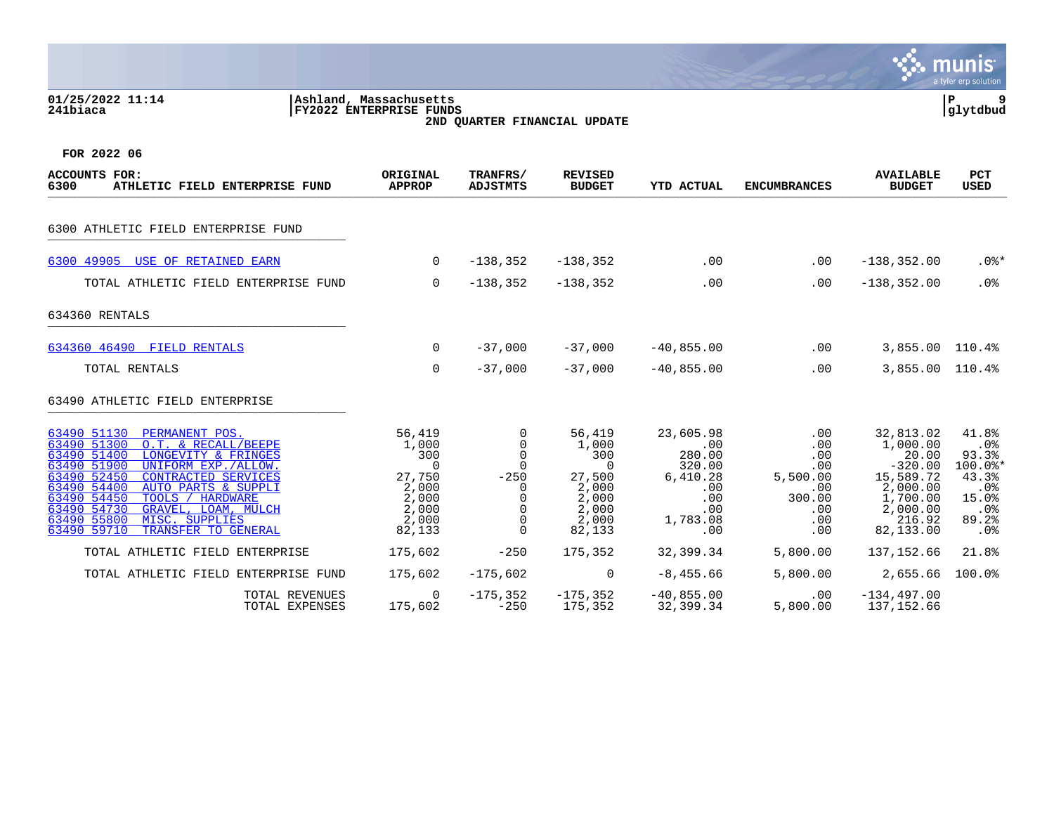01/25/2022 11:14
241biaca

Ashland, Massachusetts
FY2022 ENTERPRISE FUNDS
2ND QUARTER FINANCIAL UPDATE

P 9
glytdbud

FOR 2022 06

| ACCOUNTS FOR: 6300 ATHLETIC FIELD ENTERPRISE FUND | ORIGINAL APPROP | TRANFRS/ ADJSTMTS | REVISED BUDGET | YTD ACTUAL | ENCUMBRANCES | AVAILABLE BUDGET | PCT USED |
|---|---|---|---|---|---|---|---|
| **6300 ATHLETIC FIELD ENTERPRISE FUND** | | | | | | | |
| 6300 49905 USE OF RETAINED EARN | 0 | -138,352 | -138,352 | .00 | .00 | -138,352.00 | .0%* |
| TOTAL ATHLETIC FIELD ENTERPRISE FUND | 0 | -138,352 | -138,352 | .00 | .00 | -138,352.00 | .0% |
| **634360 RENTALS** | | | | | | | |
| 634360 46490 FIELD RENTALS | 0 | -37,000 | -37,000 | -40,855.00 | .00 | 3,855.00 | 110.4% |
| TOTAL RENTALS | 0 | -37,000 | -37,000 | -40,855.00 | .00 | 3,855.00 | 110.4% |
| **63490 ATHLETIC FIELD ENTERPRISE** | | | | | | | |
| 63490 51130 PERMANENT POS. | 56,419 | 0 | 56,419 | 23,605.98 | .00 | 32,813.02 | 41.8% |
| 63490 51300 O.T. & RECALL/BEEPE | 1,000 | 0 | 1,000 | .00 | .00 | 1,000.00 | .0% |
| 63490 51400 LONGEVITY & FRINGES | 300 | 0 | 300 | 280.00 | .00 | 20.00 | 93.3% |
| 63490 51900 UNIFORM EXP./ALLOW. | 0 | 0 | 0 | 320.00 | .00 | -320.00 | 100.0%* |
| 63490 52450 CONTRACTED SERVICES | 27,750 | -250 | 27,500 | 6,410.28 | 5,500.00 | 15,589.72 | 43.3% |
| 63490 54400 AUTO PARTS & SUPPLI | 2,000 | 0 | 2,000 | .00 | .00 | 2,000.00 | .0% |
| 63490 54450 TOOLS / HARDWARE | 2,000 | 0 | 2,000 | .00 | 300.00 | 1,700.00 | 15.0% |
| 63490 54730 GRAVEL, LOAM, MULCH | 2,000 | 0 | 2,000 | .00 | .00 | 2,000.00 | .0% |
| 63490 55800 MISC. SUPPLIES | 2,000 | 0 | 2,000 | 1,783.08 | .00 | 216.92 | 89.2% |
| 63490 59710 TRANSFER TO GENERAL | 82,133 | 0 | 82,133 | .00 | .00 | 82,133.00 | .0% |
| TOTAL ATHLETIC FIELD ENTERPRISE | 175,602 | -250 | 175,352 | 32,399.34 | 5,800.00 | 137,152.66 | 21.8% |
| TOTAL ATHLETIC FIELD ENTERPRISE FUND | 175,602 | -175,602 | 0 | -8,455.66 | 5,800.00 | 2,655.66 | 100.0% |
| TOTAL REVENUES | 0 | -175,352 | -175,352 | -40,855.00 | .00 | -134,497.00 | |
| TOTAL EXPENSES | 175,602 | -250 | 175,352 | 32,399.34 | 5,800.00 | 137,152.66 | |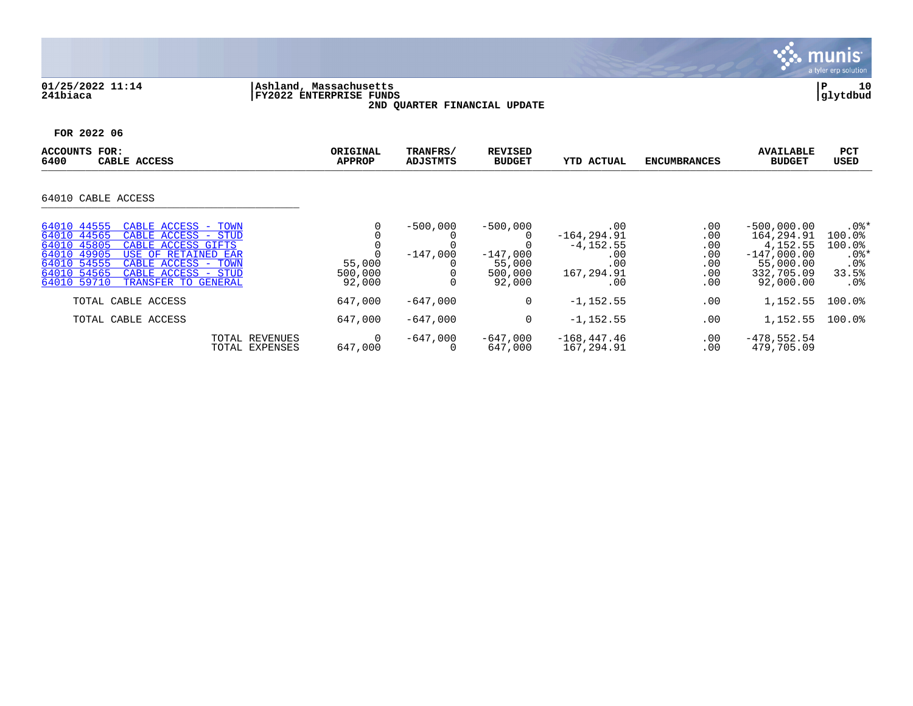01/25/2022 11:14
241biaca

Ashland, Massachusetts
FY2022 ENTERPRISE FUNDS
2ND QUARTER FINANCIAL UPDATE

glytdbud

**FOR 2022 06**

| ACCOUNTS FOR: 6400 CABLE ACCESS | ORIGINAL APPROP | TRANFRS/ ADJSTMTS | REVISED BUDGET | YTD ACTUAL | ENCUMBRANCES | AVAILABLE BUDGET | PCT USED |
|---|---|---|---|---|---|---|---|
| **64010 CABLE ACCESS** | | | | | | | |
| 64010 44555 CABLE ACCESS - TOWN | 0 | -500,000 | -500,000 | .00 | .00 | -500,000.00 | .0%* |
| 64010 44565 CABLE ACCESS - STUD | 0 | 0 | 0 | -164,294.91 | .00 | 164,294.91 | 100.0% |
| 64010 45805 CABLE ACCESS GIFTS | 0 | 0 | 0 | -4,152.55 | .00 | 4,152.55 | 100.0% |
| 64010 49905 USE OF RETAINED EAR | 0 | -147,000 | -147,000 | .00 | .00 | -147,000.00 | .0%* |
| 64010 54555 CABLE ACCESS - TOWN | 55,000 | 0 | 55,000 | .00 | .00 | 55,000.00 | .0% |
| 64010 54565 CABLE ACCESS - STUD | 500,000 | 0 | 500,000 | 167,294.91 | .00 | 332,705.09 | 33.5% |
| 64010 59710 TRANSFER TO GENERAL | 92,000 | 0 | 92,000 | .00 | .00 | 92,000.00 | .0% |
| TOTAL CABLE ACCESS | 647,000 | -647,000 | 0 | -1,152.55 | .00 | 1,152.55 | 100.0% |
| TOTAL CABLE ACCESS | 647,000 | -647,000 | 0 | -1,152.55 | .00 | 1,152.55 | 100.0% |
| TOTAL REVENUES | 0 | -647,000 | -647,000 | -168,447.46 | .00 | -478,552.54 | |
| TOTAL EXPENSES | 647,000 | 0 | 647,000 | 167,294.91 | .00 | 479,705.09 | |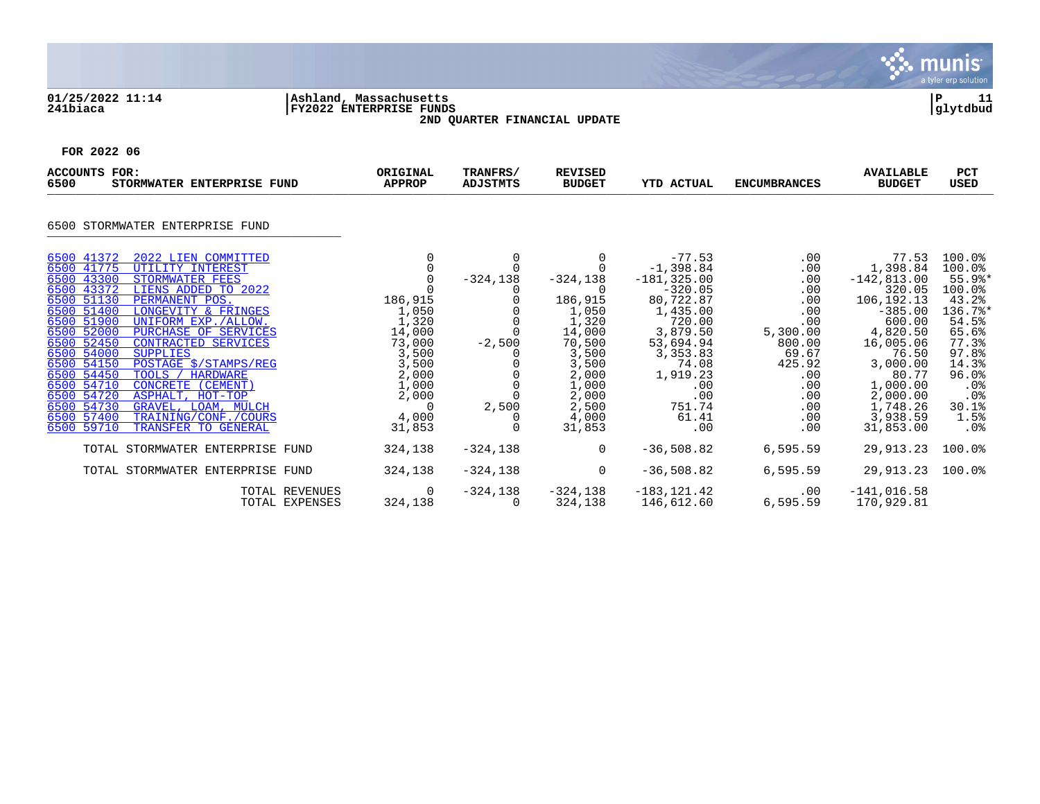01/25/2022 11:14
241biaca

Ashland, Massachusetts
FY2022 ENTERPRISE FUNDS
**2ND QUARTER FINANCIAL UPDATE**

P 11
glytdbud

**FOR 2022 06**

| ACCOUNTS FOR: 6500 STORMWATER ENTERPRISE FUND | ORIGINAL APPROP | TRANFRS/ ADJSTMTS | REVISED BUDGET | YTD ACTUAL | ENCUMBRANCES | AVAILABLE BUDGET | PCT USED |
|---|---|---|---|---|---|---|---|
| **6500 STORMWATER ENTERPRISE FUND** | | | | | | | |
| 6500 41372 2022 LIEN COMMITTED | 0 | 0 | 0 | -77.53 | .00 | 77.53 | 100.0% |
| 6500 41775 UTILITY INTEREST | 0 | 0 | 0 | -1,398.84 | .00 | 1,398.84 | 100.0% |
| 6500 43300 STORMWATER FEES | 0 | -324,138 | -324,138 | -181,325.00 | .00 | -142,813.00 | 55.9%* |
| 6500 43372 LIENS ADDED TO 2022 | 0 | 0 | 0 | -320.05 | .00 | 320.05 | 100.0% |
| 6500 51130 PERMANENT POS. | 186,915 | 0 | 186,915 | 80,722.87 | .00 | 106,192.13 | 43.2% |
| 6500 51400 LONGEVITY & FRINGES | 1,050 | 0 | 1,050 | 1,435.00 | .00 | -385.00 | 136.7%* |
| 6500 51900 UNIFORM EXP./ALLOW. | 1,320 | 0 | 1,320 | 720.00 | .00 | 600.00 | 54.5% |
| 6500 52000 PURCHASE OF SERVICES | 14,000 | 0 | 14,000 | 3,879.50 | 5,300.00 | 4,820.50 | 65.6% |
| 6500 52450 CONTRACTED SERVICES | 73,000 | -2,500 | 70,500 | 53,694.94 | 800.00 | 16,005.06 | 77.3% |
| 6500 54000 SUPPLIES | 3,500 | 0 | 3,500 | 3,353.83 | 69.67 | 76.50 | 97.8% |
| 6500 54150 POSTAGE $/STAMPS/REG | 3,500 | 0 | 3,500 | 74.08 | 425.92 | 3,000.00 | 14.3% |
| 6500 54450 TOOLS / HARDWARE | 2,000 | 0 | 2,000 | 1,919.23 | .00 | 80.77 | 96.0% |
| 6500 54710 CONCRETE (CEMENT) | 1,000 | 0 | 1,000 | .00 | .00 | 1,000.00 | .0% |
| 6500 54720 ASPHALT, HOT-TOP | 2,000 | 0 | 2,000 | .00 | .00 | 2,000.00 | .0% |
| 6500 54730 GRAVEL, LOAM, MULCH | 0 | 2,500 | 2,500 | 751.74 | .00 | 1,748.26 | 30.1% |
| 6500 57400 TRAINING/CONF./COURS | 4,000 | 0 | 4,000 | 61.41 | .00 | 3,938.59 | 1.5% |
| 6500 59710 TRANSFER TO GENERAL | 31,853 | 0 | 31,853 | .00 | .00 | 31,853.00 | .0% |
| TOTAL STORMWATER ENTERPRISE FUND | 324,138 | -324,138 | 0 | -36,508.82 | 6,595.59 | 29,913.23 | 100.0% |
| TOTAL STORMWATER ENTERPRISE FUND | 324,138 | -324,138 | 0 | -36,508.82 | 6,595.59 | 29,913.23 | 100.0% |
| TOTAL REVENUES | 0 | -324,138 | -324,138 | -183,121.42 | .00 | -141,016.58 | |
| TOTAL EXPENSES | 324,138 | 0 | 324,138 | 146,612.60 | 6,595.59 | 170,929.81 | |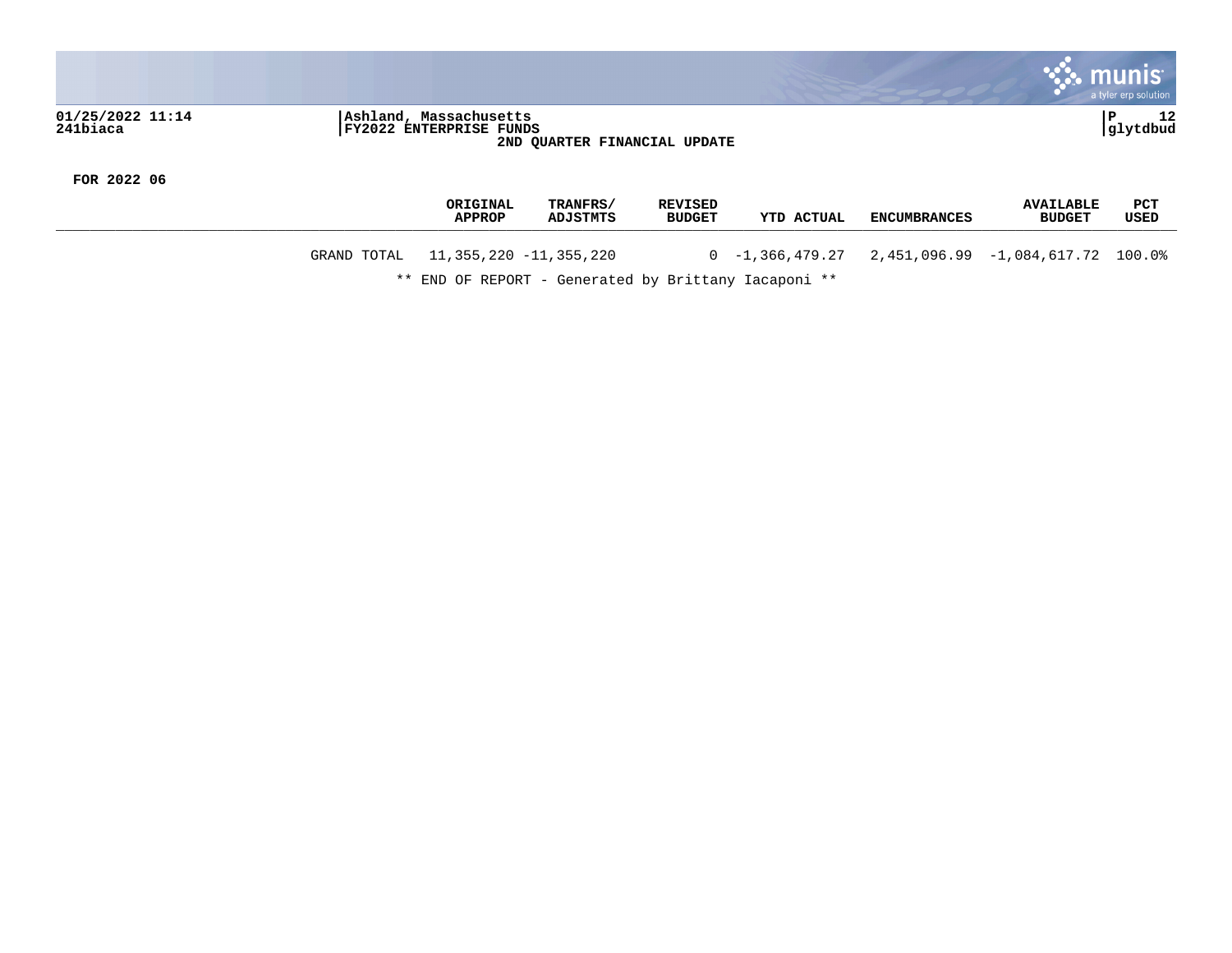01/25/2022 11:14
241biaca

Ashland, Massachusetts
FY2022 ENTERPRISE FUNDS
2ND QUARTER FINANCIAL UPDATE

P 12
glytdbud

**FOR 2022 06**

| | ORIGINAL APPROP | TRANFRS/ ADJSTMTS | REVISED BUDGET | YTD ACTUAL | ENCUMBRANCES | AVAILABLE BUDGET | PCT USED |
|---|---|---|---|---|---|---|---|
| GRAND TOTAL | 11,355,220 | -11,355,220 | 0 | -1,366,479.27 | 2,451,096.99 | -1,084,617.72 | 100.0% |

** END OF REPORT - Generated by Brittany Iacaponi **